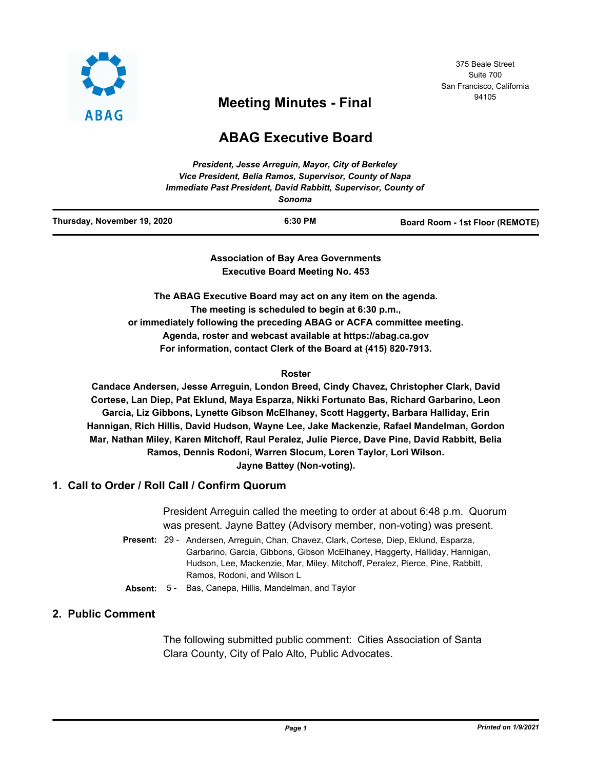ABAG

375 Beale Street
Suite 700
San Francisco, California
94105

# Meeting Minutes - Final

# ABAG Executive Board

*President, Jesse Arreguin, Mayor, City of Berkeley*
*Vice President, Belia Ramos, Supervisor, County of Napa*
*Immediate Past President, David Rabbitt, Supervisor, County of Sonoma*

| Thursday, November 19, 2020 | 6:30 PM | Board Room - 1st Floor (REMOTE) |
|---|---|---|

**Association of Bay Area Governments**
**Executive Board Meeting No. 453**

**The ABAG Executive Board may act on any item on the agenda.**
**The meeting is scheduled to begin at 6:30 p.m.,**
**or immediately following the preceding ABAG or ACFA committee meeting.**
**Agenda, roster and webcast available at https://abag.ca.gov**
**For information, contact Clerk of the Board at (415) 820-7913.**

**Roster**

**Candace Andersen, Jesse Arreguin, London Breed, Cindy Chavez, Christopher Clark, David Cortese, Lan Diep, Pat Eklund, Maya Esparza, Nikki Fortunato Bas, Richard Garbarino, Leon Garcia, Liz Gibbons, Lynette Gibson McElhaney, Scott Haggerty, Barbara Halliday, Erin Hannigan, Rich Hillis, David Hudson, Wayne Lee, Jake Mackenzie, Rafael Mandelman, Gordon Mar, Nathan Miley, Karen Mitchoff, Raul Peralez, Julie Pierce, Dave Pine, David Rabbitt, Belia Ramos, Dennis Rodoni, Warren Slocum, Loren Taylor, Lori Wilson.**
**Jayne Battey (Non-voting).**

## 1. Call to Order / Roll Call / Confirm Quorum

President Arreguin called the meeting to order at about 6:48 p.m. Quorum was present. Jayne Battey (Advisory member, non-voting) was present.

**Present:** 29 - Andersen, Arreguin, Chan, Chavez, Clark, Cortese, Diep, Eklund, Esparza, Garbarino, Garcia, Gibbons, Gibson McElhaney, Haggerty, Halliday, Hannigan, Hudson, Lee, Mackenzie, Mar, Miley, Mitchoff, Peralez, Pierce, Pine, Rabbitt, Ramos, Rodoni, and Wilson L

**Absent:** 5 - Bas, Canepa, Hillis, Mandelman, and Taylor

## 2. Public Comment

The following submitted public comment: Cities Association of Santa Clara County, City of Palo Alto, Public Advocates.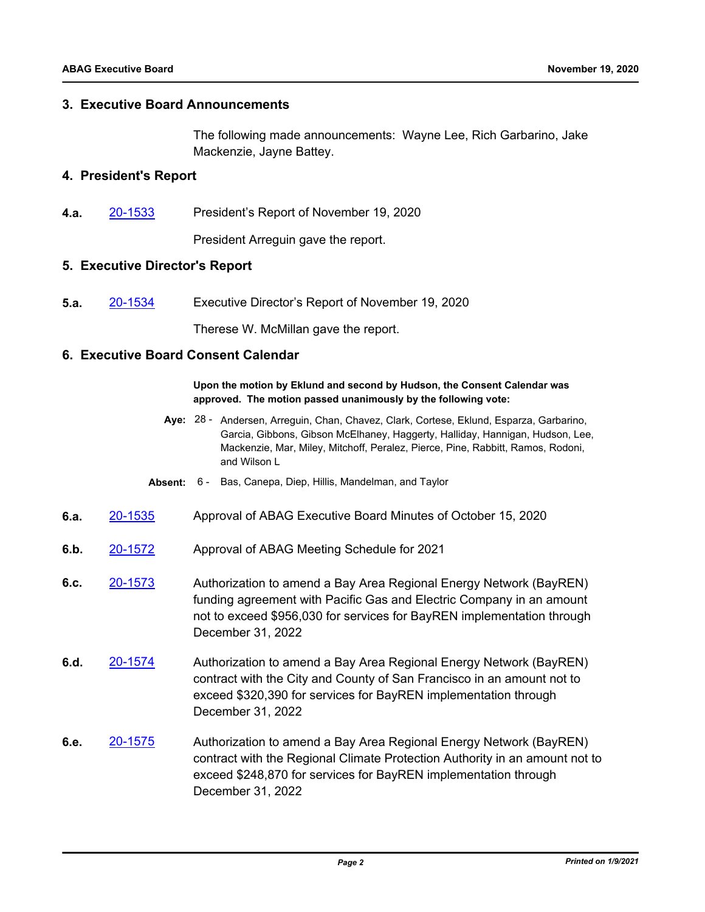## 3. Executive Board Announcements

The following made announcements: Wayne Lee, Rich Garbarino, Jake Mackenzie, Jayne Battey.

## 4. President's Report

**4.a.** 20-1533 President's Report of November 19, 2020

President Arreguin gave the report.

## 5. Executive Director's Report

**5.a.** 20-1534 Executive Director's Report of November 19, 2020

Therese W. McMillan gave the report.

## 6. Executive Board Consent Calendar

**Upon the motion by Eklund and second by Hudson, the Consent Calendar was approved. The motion passed unanimously by the following vote:**

**Aye:** 28 - Andersen, Arreguin, Chan, Chavez, Clark, Cortese, Eklund, Esparza, Garbarino, Garcia, Gibbons, Gibson McElhaney, Haggerty, Halliday, Hannigan, Hudson, Lee, Mackenzie, Mar, Miley, Mitchoff, Peralez, Pierce, Pine, Rabbitt, Ramos, Rodoni, and Wilson L

**Absent:** 6 - Bas, Canepa, Diep, Hillis, Mandelman, and Taylor

**6.a.** 20-1535 Approval of ABAG Executive Board Minutes of October 15, 2020

**6.b.** 20-1572 Approval of ABAG Meeting Schedule for 2021

**6.c.** 20-1573 Authorization to amend a Bay Area Regional Energy Network (BayREN) funding agreement with Pacific Gas and Electric Company in an amount not to exceed $956,030 for services for BayREN implementation through December 31, 2022

**6.d.** 20-1574 Authorization to amend a Bay Area Regional Energy Network (BayREN) contract with the City and County of San Francisco in an amount not to exceed $320,390 for services for BayREN implementation through December 31, 2022

**6.e.** 20-1575 Authorization to amend a Bay Area Regional Energy Network (BayREN) contract with the Regional Climate Protection Authority in an amount not to exceed $248,870 for services for BayREN implementation through December 31, 2022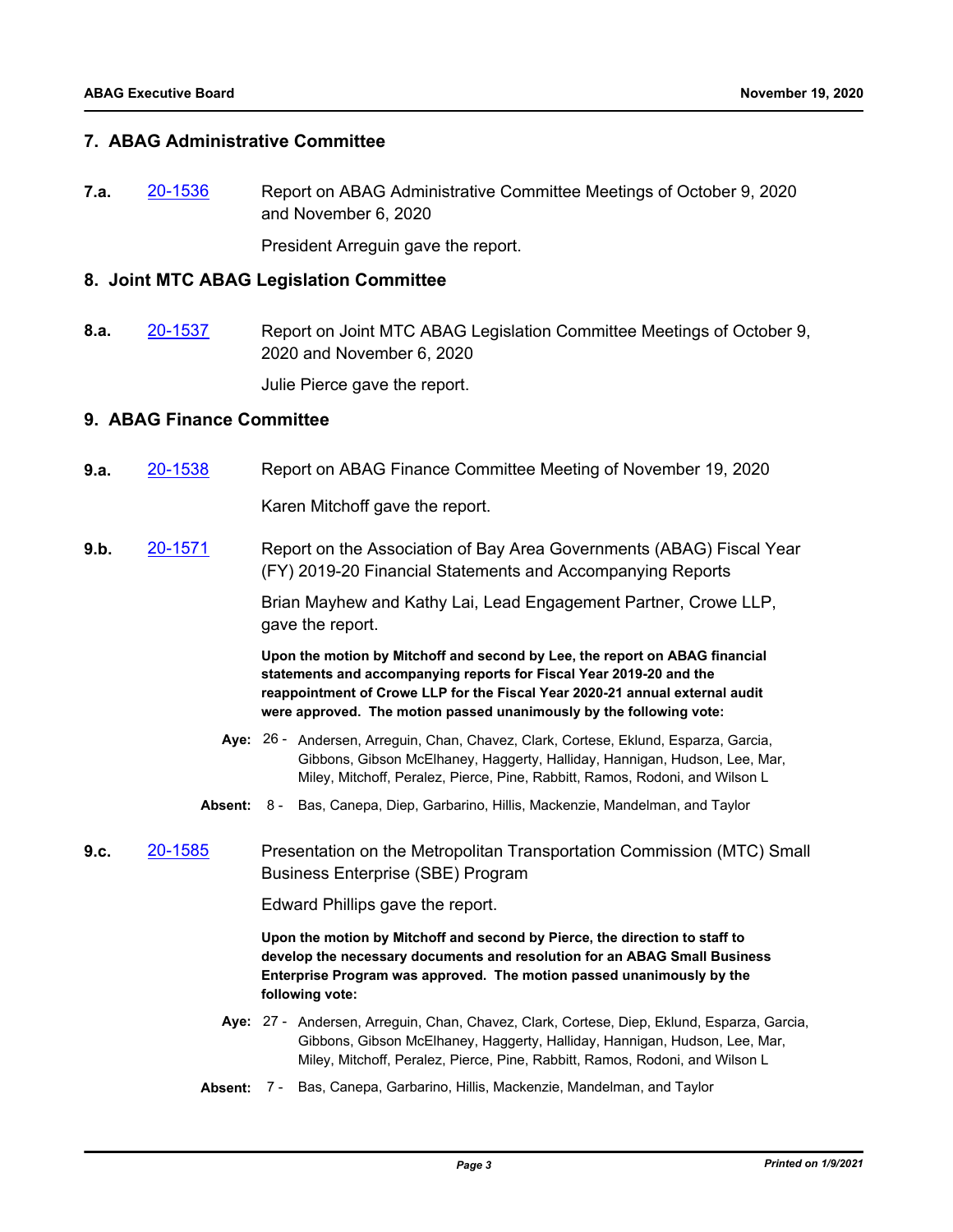## 7. ABAG Administrative Committee

**7.a.** 20-1536 Report on ABAG Administrative Committee Meetings of October 9, 2020 and November 6, 2020

President Arreguin gave the report.

## 8. Joint MTC ABAG Legislation Committee

**8.a.** 20-1537 Report on Joint MTC ABAG Legislation Committee Meetings of October 9, 2020 and November 6, 2020

Julie Pierce gave the report.

## 9. ABAG Finance Committee

**9.a.** 20-1538 Report on ABAG Finance Committee Meeting of November 19, 2020

Karen Mitchoff gave the report.

**9.b.** 20-1571 Report on the Association of Bay Area Governments (ABAG) Fiscal Year (FY) 2019-20 Financial Statements and Accompanying Reports

Brian Mayhew and Kathy Lai, Lead Engagement Partner, Crowe LLP, gave the report.

**Upon the motion by Mitchoff and second by Lee, the report on ABAG financial statements and accompanying reports for Fiscal Year 2019-20 and the reappointment of Crowe LLP for the Fiscal Year 2020-21 annual external audit were approved. The motion passed unanimously by the following vote:**

**Aye:** 26 - Andersen, Arreguin, Chan, Chavez, Clark, Cortese, Eklund, Esparza, Garcia, Gibbons, Gibson McElhaney, Haggerty, Halliday, Hannigan, Hudson, Lee, Mar, Miley, Mitchoff, Peralez, Pierce, Pine, Rabbitt, Ramos, Rodoni, and Wilson L

**Absent:** 8 - Bas, Canepa, Diep, Garbarino, Hillis, Mackenzie, Mandelman, and Taylor

**9.c.** 20-1585 Presentation on the Metropolitan Transportation Commission (MTC) Small Business Enterprise (SBE) Program

Edward Phillips gave the report.

**Upon the motion by Mitchoff and second by Pierce, the direction to staff to develop the necessary documents and resolution for an ABAG Small Business Enterprise Program was approved. The motion passed unanimously by the following vote:**

**Aye:** 27 - Andersen, Arreguin, Chan, Chavez, Clark, Cortese, Diep, Eklund, Esparza, Garcia, Gibbons, Gibson McElhaney, Haggerty, Halliday, Hannigan, Hudson, Lee, Mar, Miley, Mitchoff, Peralez, Pierce, Pine, Rabbitt, Ramos, Rodoni, and Wilson L

**Absent:** 7 - Bas, Canepa, Garbarino, Hillis, Mackenzie, Mandelman, and Taylor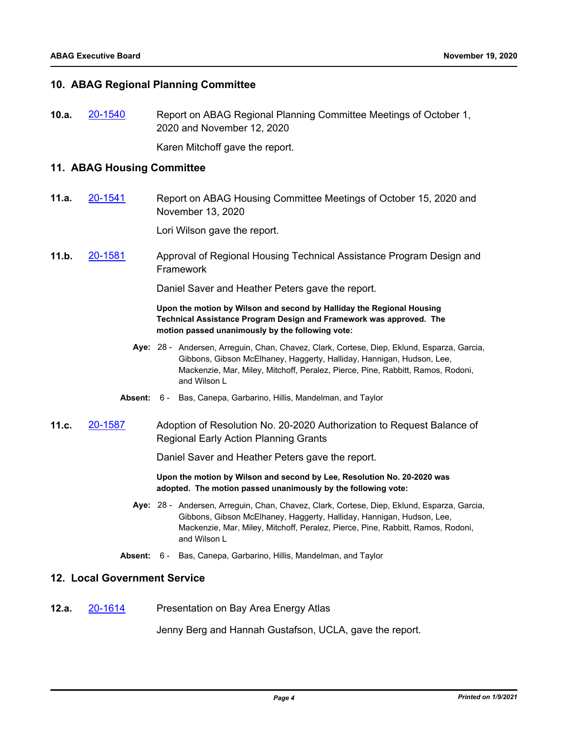## 10. ABAG Regional Planning Committee

**10.a.** [20-1540] Report on ABAG Regional Planning Committee Meetings of October 1, 2020 and November 12, 2020

Karen Mitchoff gave the report.

## 11. ABAG Housing Committee

**11.a.** [20-1541] Report on ABAG Housing Committee Meetings of October 15, 2020 and November 13, 2020

Lori Wilson gave the report.

**11.b.** [20-1581] Approval of Regional Housing Technical Assistance Program Design and Framework

Daniel Saver and Heather Peters gave the report.

**Upon the motion by Wilson and second by Halliday the Regional Housing Technical Assistance Program Design and Framework was approved. The motion passed unanimously by the following vote:**

**Aye:** 28 - Andersen, Arreguin, Chan, Chavez, Clark, Cortese, Diep, Eklund, Esparza, Garcia, Gibbons, Gibson McElhaney, Haggerty, Halliday, Hannigan, Hudson, Lee, Mackenzie, Mar, Miley, Mitchoff, Peralez, Pierce, Pine, Rabbitt, Ramos, Rodoni, and Wilson L

**Absent:** 6 - Bas, Canepa, Garbarino, Hillis, Mandelman, and Taylor

**11.c.** [20-1587] Adoption of Resolution No. 20-2020 Authorization to Request Balance of Regional Early Action Planning Grants

Daniel Saver and Heather Peters gave the report.

**Upon the motion by Wilson and second by Lee, Resolution No. 20-2020 was adopted. The motion passed unanimously by the following vote:**

**Aye:** 28 - Andersen, Arreguin, Chan, Chavez, Clark, Cortese, Diep, Eklund, Esparza, Garcia, Gibbons, Gibson McElhaney, Haggerty, Halliday, Hannigan, Hudson, Lee, Mackenzie, Mar, Miley, Mitchoff, Peralez, Pierce, Pine, Rabbitt, Ramos, Rodoni, and Wilson L

**Absent:** 6 - Bas, Canepa, Garbarino, Hillis, Mandelman, and Taylor

## 12. Local Government Service

**12.a.** [20-1614] Presentation on Bay Area Energy Atlas

Jenny Berg and Hannah Gustafson, UCLA, gave the report.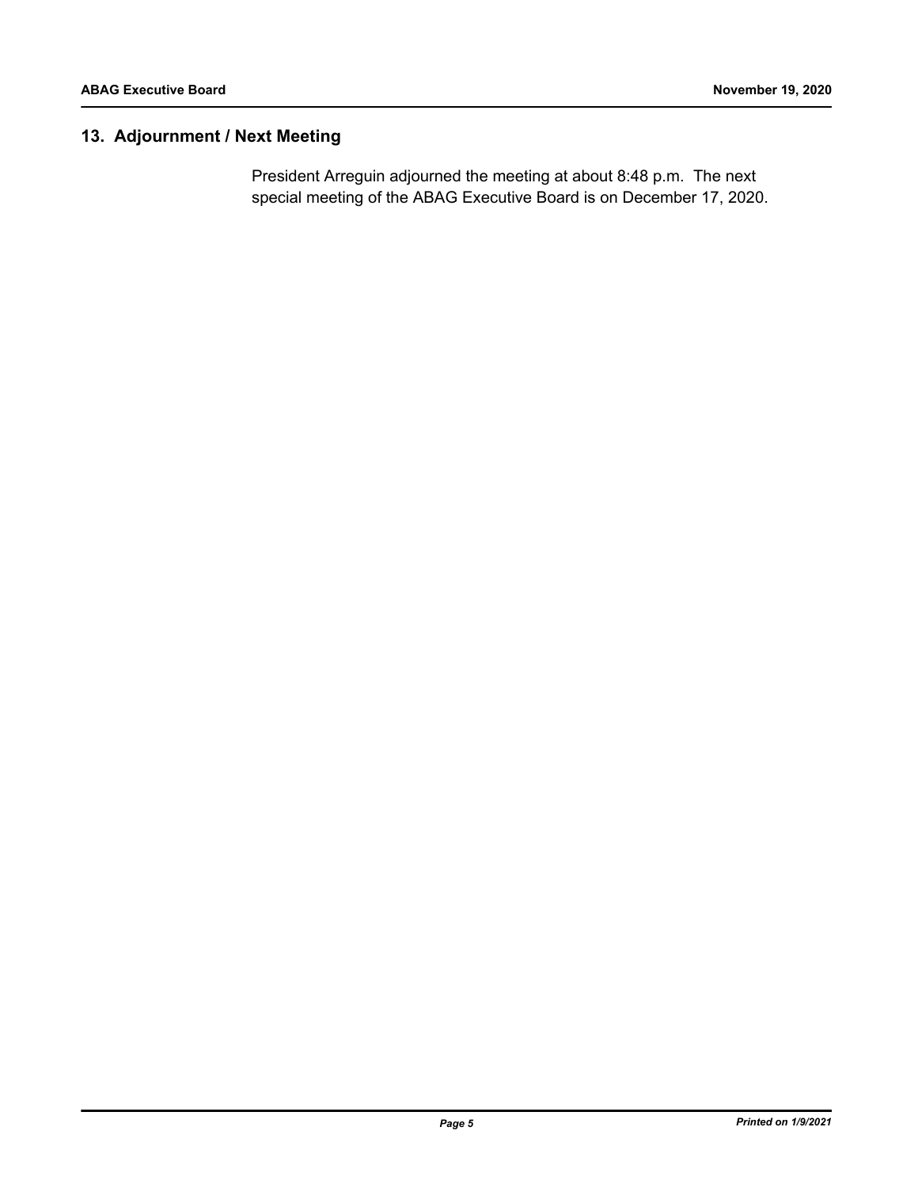## 13. Adjournment / Next Meeting

President Arreguin adjourned the meeting at about 8:48 p.m. The next special meeting of the ABAG Executive Board is on December 17, 2020.